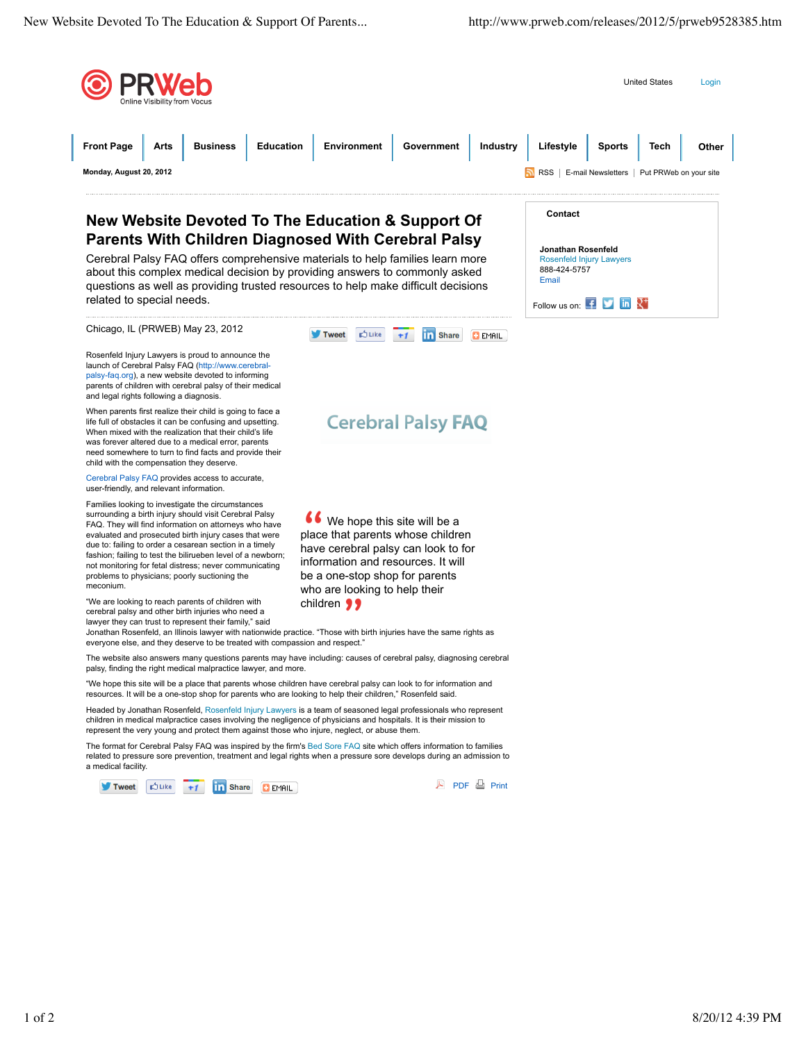# New Website Devoted To The Education & Support Of Parents With Children Diagnosed With Cerebral Palsy

Cerebral Palsy FAQ offers comprehensive materials to help families learn more about this complex medical decision by providing answers to commonly asked questions as well as providing trusted resources to help make difficult decisions related to special needs.

Chicago, IL (PRWEB) May 23, 2012

Rosenfeld Injury Lawyers is proud to announce the launch of Cerebral Palsy FAQ (http://www.cerebral-palsy-faq.org), a new website devoted to informing parents of children with cerebral palsy of their medical and legal rights following a diagnosis.

When parents first realize their child is going to face a life full of obstacles it can be confusing and upsetting. When mixed with the realization that their child's life was forever altered due to a medical error, parents need somewhere to turn to find facts and provide their child with the compensation they deserve.

Cerebral Palsy FAQ provides access to accurate, user-friendly, and relevant information.

Families looking to investigate the circumstances surrounding a birth injury should visit Cerebral Palsy FAQ. They will find information on attorneys who have evaluated and prosecuted birth injury cases that were due to: failing to order a cesarean section in a timely fashion; failing to test the bilirueben level of a newborn; not monitoring for fetal distress; never communicating problems to physicians; poorly suctioning the meconium.

> "We hope this site will be a place that parents whose children have cerebral palsy can look to for information and resources. It will be a one-stop shop for parents who are looking to help their children"

"We are looking to reach parents of children with cerebral palsy and other birth injuries who need a lawyer they can trust to represent their family," said Jonathan Rosenfeld, an Illinois lawyer with nationwide practice. "Those with birth injuries have the same rights as everyone else, and they deserve to be treated with compassion and respect."

The website also answers many questions parents may have including: causes of cerebral palsy, diagnosing cerebral palsy, finding the right medical malpractice lawyer, and more.

"We hope this site will be a place that parents whose children have cerebral palsy can look to for information and resources. It will be a one-stop shop for parents who are looking to help their children," Rosenfeld said.

Headed by Jonathan Rosenfeld, Rosenfeld Injury Lawyers is a team of seasoned legal professionals who represent children in medical malpractice cases involving the negligence of physicians and hospitals. It is their mission to represent the very young and protect them against those who injure, neglect, or abuse them.

The format for Cerebral Palsy FAQ was inspired by the firm's Bed Sore FAQ site which offers information to families related to pressure sore prevention, treatment and legal rights when a pressure sore develops during an admission to a medical facility.

**Contact**

**Jonathan Rosenfeld**
Rosenfeld Injury Lawyers
888-424-5757
Email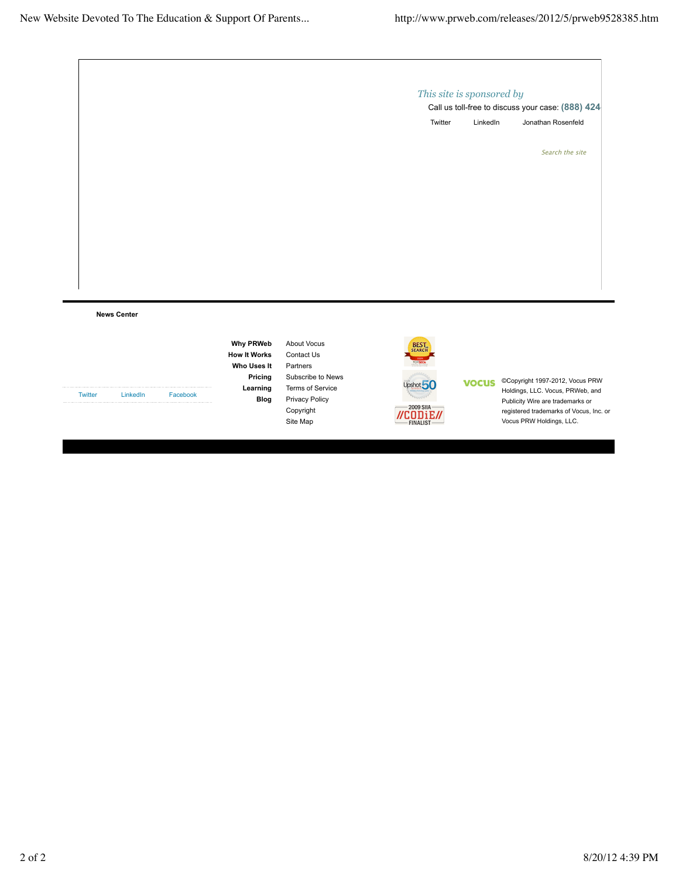*This site is sponsored by*

Call us toll-free to discuss your case: **(888) 424**

Twitter LinkedIn Jonathan Rosenfeld

*Search the site*

**News Center**

Twitter LinkedIn Facebook

**Why PRWeb**
**How It Works**
**Who Uses It**
**Pricing**
**Learning**
**Blog**

About Vocus
Contact Us
Partners
Subscribe to News
Terms of Service
Privacy Policy
Copyright
Site Map

VOCUS

©Copyright 1997-2012, Vocus PRW Holdings, LLC. Vocus, PRWeb, and Publicity Wire are trademarks or registered trademarks of Vocus, Inc. or Vocus PRW Holdings, LLC.